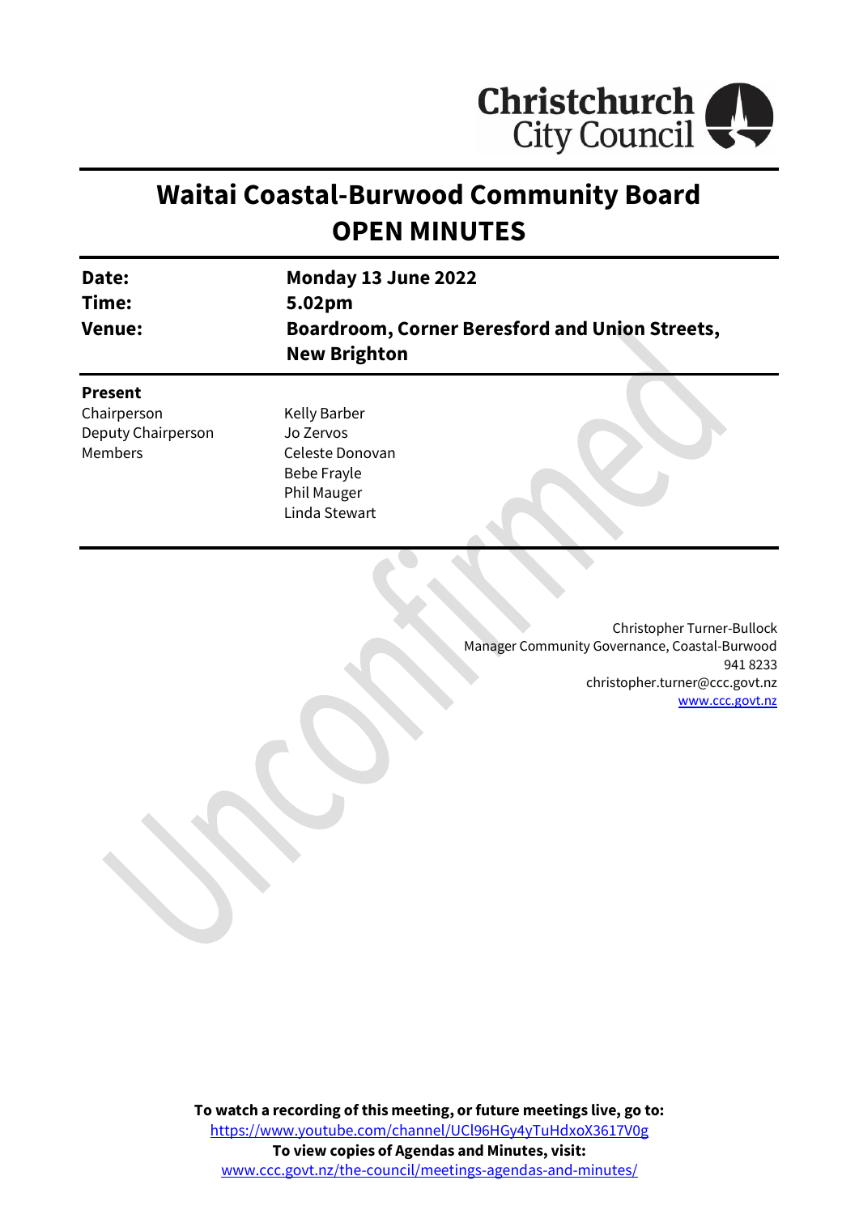Christchurch City Council

# Waitai Coastal-Burwood Community Board
# OPEN MINUTES

| | |
|---|---|
| **Date:** | **Monday 13 June 2022** |
| **Time:** | **5.02pm** |
| **Venue:** | **Boardroom, Corner Beresford and Union Streets, New Brighton** |

**Present**

| | |
|---|---|
| Chairperson | Kelly Barber |
| Deputy Chairperson | Jo Zervos |
| Members | Celeste Donovan |
| | Bebe Frayle |
| | Phil Mauger |
| | Linda Stewart |

Christopher Turner-Bullock
Manager Community Governance, Coastal-Burwood
941 8233
christopher.turner@ccc.govt.nz
www.ccc.govt.nz

**To watch a recording of this meeting, or future meetings live, go to:**
https://www.youtube.com/channel/UCl96HGy4yTuHdxoX3617V0g
**To view copies of Agendas and Minutes, visit:**
www.ccc.govt.nz/the-council/meetings-agendas-and-minutes/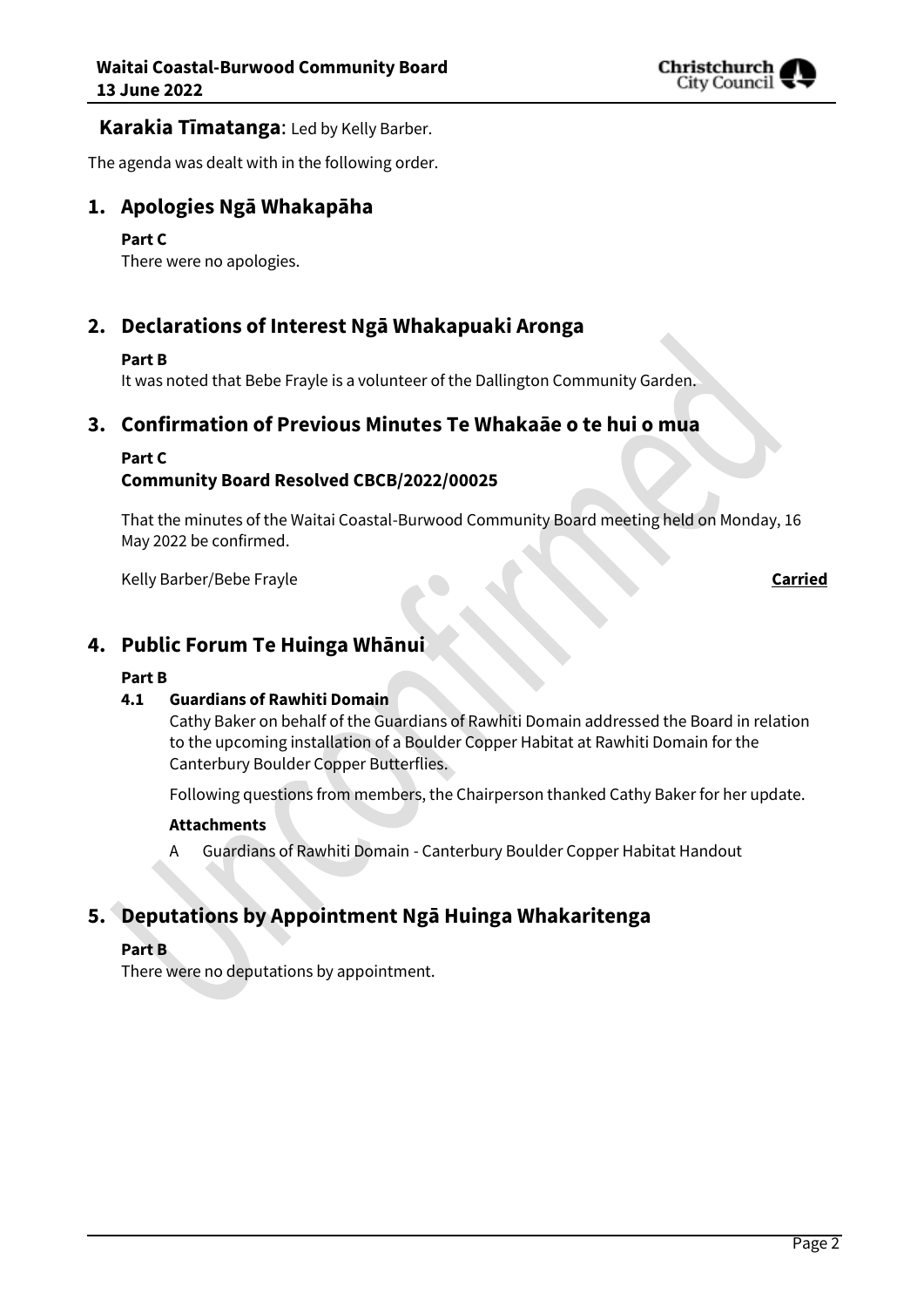**Karakia Tīmatanga**: Led by Kelly Barber.

The agenda was dealt with in the following order.

## 1. Apologies Ngā Whakapāha

**Part C**

There were no apologies.

## 2. Declarations of Interest Ngā Whakapuaki Aronga

**Part B**

It was noted that Bebe Frayle is a volunteer of the Dallington Community Garden.

## 3. Confirmation of Previous Minutes Te Whakaāe o te hui o mua

**Part C**

**Community Board Resolved CBCB/2022/00025**

That the minutes of the Waitai Coastal-Burwood Community Board meeting held on Monday, 16 May 2022 be confirmed.

Kelly Barber/Bebe Frayle **Carried**

## 4. Public Forum Te Huinga Whānui

**Part B**

### 4.1 Guardians of Rawhiti Domain

Cathy Baker on behalf of the Guardians of Rawhiti Domain addressed the Board in relation to the upcoming installation of a Boulder Copper Habitat at Rawhiti Domain for the Canterbury Boulder Copper Butterflies.

Following questions from members, the Chairperson thanked Cathy Baker for her update.

**Attachments**

A Guardians of Rawhiti Domain - Canterbury Boulder Copper Habitat Handout

## 5. Deputations by Appointment Ngā Huinga Whakaritenga

**Part B**

There were no deputations by appointment.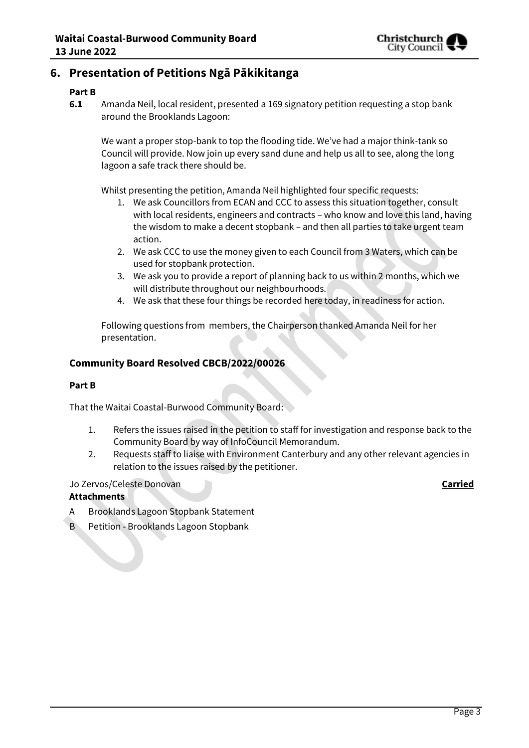## 6. Presentation of Petitions Ngā Pākikitanga

**Part B**

**6.1** Amanda Neil, local resident, presented a 169 signatory petition requesting a stop bank around the Brooklands Lagoon:

We want a proper stop-bank to top the flooding tide. We've had a major think-tank so Council will provide. Now join up every sand dune and help us all to see, along the long lagoon a safe track there should be.

Whilst presenting the petition, Amanda Neil highlighted four specific requests:

1. We ask Councillors from ECAN and CCC to assess this situation together, consult with local residents, engineers and contracts – who know and love this land, having the wisdom to make a decent stopbank – and then all parties to take urgent team action.
2. We ask CCC to use the money given to each Council from 3 Waters, which can be used for stopbank protection.
3. We ask you to provide a report of planning back to us within 2 months, which we will distribute throughout our neighbourhoods.
4. We ask that these four things be recorded here today, in readiness for action.

Following questions from members, the Chairperson thanked Amanda Neil for her presentation.

### Community Board Resolved CBCB/2022/00026

**Part B**

That the Waitai Coastal-Burwood Community Board:

1. Refers the issues raised in the petition to staff for investigation and response back to the Community Board by way of InfoCouncil Memorandum.
2. Requests staff to liaise with Environment Canterbury and any other relevant agencies in relation to the issues raised by the petitioner.

Jo Zervos/Celeste Donovan **Carried**

**Attachments**

A Brooklands Lagoon Stopbank Statement
B Petition - Brooklands Lagoon Stopbank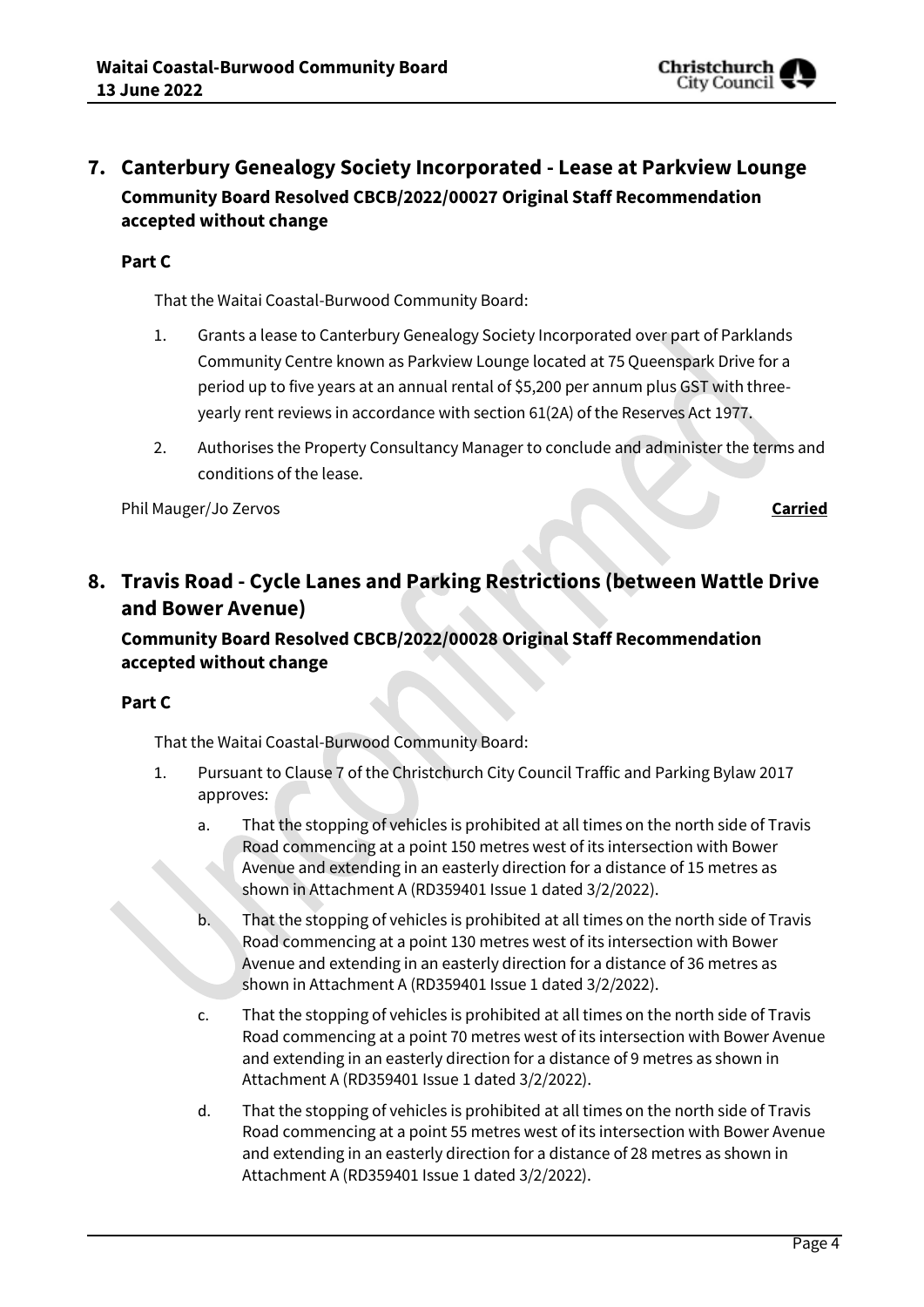## 7. Canterbury Genealogy Society Incorporated - Lease at Parkview Lounge

**Community Board Resolved CBCB/2022/00027 Original Staff Recommendation accepted without change**

**Part C**

That the Waitai Coastal-Burwood Community Board:

1. Grants a lease to Canterbury Genealogy Society Incorporated over part of Parklands Community Centre known as Parkview Lounge located at 75 Queenspark Drive for a period up to five years at an annual rental of $5,200 per annum plus GST with three-yearly rent reviews in accordance with section 61(2A) of the Reserves Act 1977.
2. Authorises the Property Consultancy Manager to conclude and administer the terms and conditions of the lease.

Phil Mauger/Jo Zervos **Carried**

## 8. Travis Road - Cycle Lanes and Parking Restrictions (between Wattle Drive and Bower Avenue)

**Community Board Resolved CBCB/2022/00028 Original Staff Recommendation accepted without change**

**Part C**

That the Waitai Coastal-Burwood Community Board:

1. Pursuant to Clause 7 of the Christchurch City Council Traffic and Parking Bylaw 2017 approves:
   a. That the stopping of vehicles is prohibited at all times on the north side of Travis Road commencing at a point 150 metres west of its intersection with Bower Avenue and extending in an easterly direction for a distance of 15 metres as shown in Attachment A (RD359401 Issue 1 dated 3/2/2022).
   b. That the stopping of vehicles is prohibited at all times on the north side of Travis Road commencing at a point 130 metres west of its intersection with Bower Avenue and extending in an easterly direction for a distance of 36 metres as shown in Attachment A (RD359401 Issue 1 dated 3/2/2022).
   c. That the stopping of vehicles is prohibited at all times on the north side of Travis Road commencing at a point 70 metres west of its intersection with Bower Avenue and extending in an easterly direction for a distance of 9 metres as shown in Attachment A (RD359401 Issue 1 dated 3/2/2022).
   d. That the stopping of vehicles is prohibited at all times on the north side of Travis Road commencing at a point 55 metres west of its intersection with Bower Avenue and extending in an easterly direction for a distance of 28 metres as shown in Attachment A (RD359401 Issue 1 dated 3/2/2022).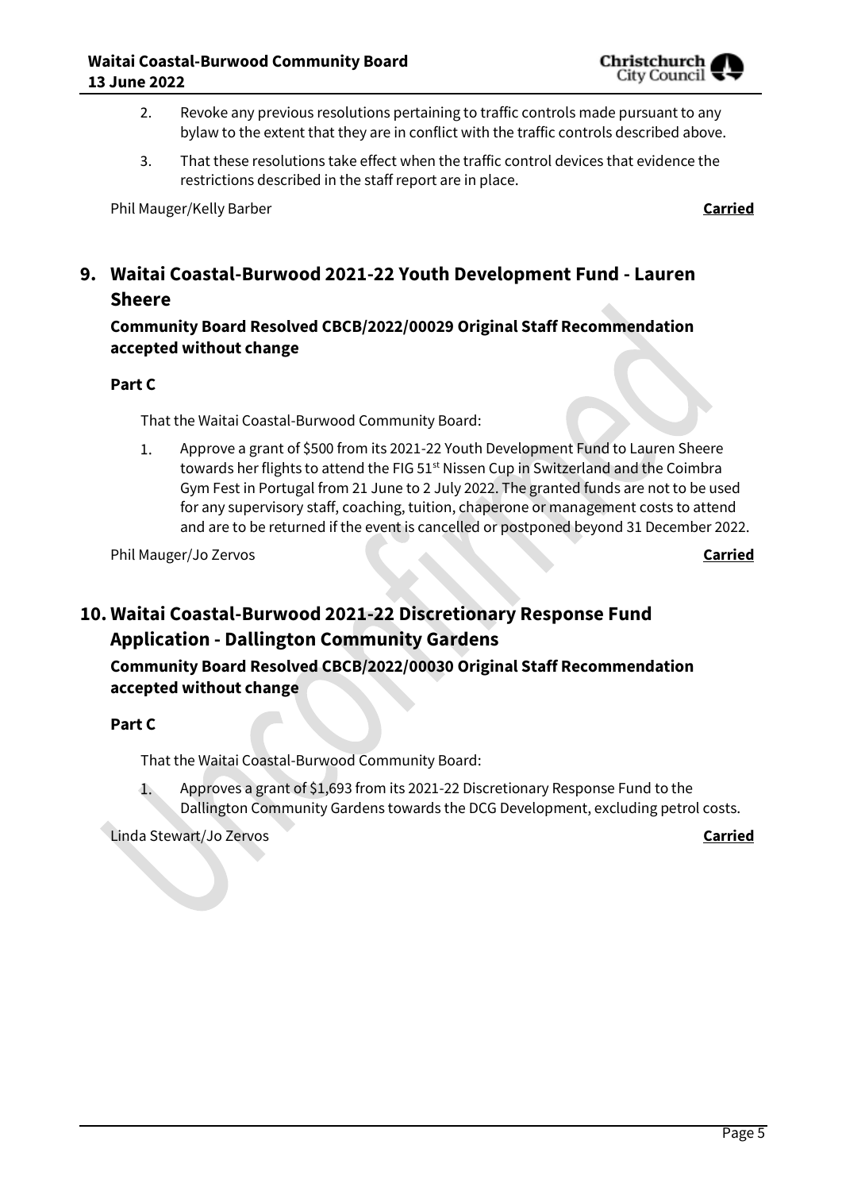2. Revoke any previous resolutions pertaining to traffic controls made pursuant to any bylaw to the extent that they are in conflict with the traffic controls described above.
3. That these resolutions take effect when the traffic control devices that evidence the restrictions described in the staff report are in place.

Phil Mauger/Kelly Barber **Carried**

## 9. Waitai Coastal-Burwood 2021-22 Youth Development Fund - Lauren Sheere

### Community Board Resolved CBCB/2022/00029 Original Staff Recommendation accepted without change

**Part C**

That the Waitai Coastal-Burwood Community Board:

1. Approve a grant of $500 from its 2021-22 Youth Development Fund to Lauren Sheere towards her flights to attend the FIG 51st Nissen Cup in Switzerland and the Coimbra Gym Fest in Portugal from 21 June to 2 July 2022. The granted funds are not to be used for any supervisory staff, coaching, tuition, chaperone or management costs to attend and are to be returned if the event is cancelled or postponed beyond 31 December 2022.

Phil Mauger/Jo Zervos **Carried**

## 10. Waitai Coastal-Burwood 2021-22 Discretionary Response Fund Application - Dallington Community Gardens

### Community Board Resolved CBCB/2022/00030 Original Staff Recommendation accepted without change

**Part C**

That the Waitai Coastal-Burwood Community Board:

1. Approves a grant of $1,693 from its 2021-22 Discretionary Response Fund to the Dallington Community Gardens towards the DCG Development, excluding petrol costs.

Linda Stewart/Jo Zervos **Carried**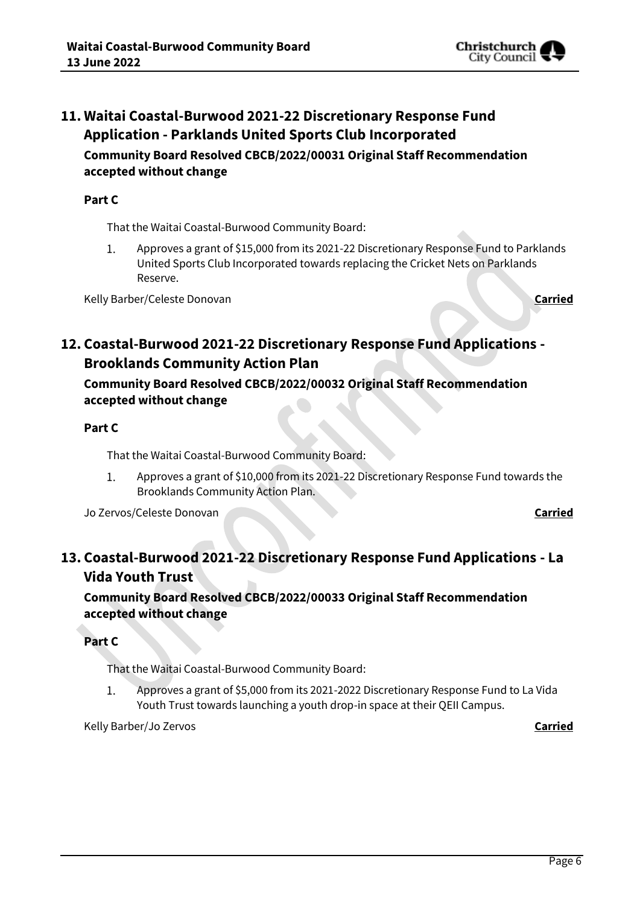## 11. Waitai Coastal-Burwood 2021-22 Discretionary Response Fund Application - Parklands United Sports Club Incorporated

### Community Board Resolved CBCB/2022/00031 Original Staff Recommendation accepted without change

**Part C**

That the Waitai Coastal-Burwood Community Board:

1. Approves a grant of $15,000 from its 2021-22 Discretionary Response Fund to Parklands United Sports Club Incorporated towards replacing the Cricket Nets on Parklands Reserve.

Kelly Barber/Celeste Donovan **Carried**

## 12. Coastal-Burwood 2021-22 Discretionary Response Fund Applications - Brooklands Community Action Plan

### Community Board Resolved CBCB/2022/00032 Original Staff Recommendation accepted without change

**Part C**

That the Waitai Coastal-Burwood Community Board:

1. Approves a grant of $10,000 from its 2021-22 Discretionary Response Fund towards the Brooklands Community Action Plan.

Jo Zervos/Celeste Donovan **Carried**

## 13. Coastal-Burwood 2021-22 Discretionary Response Fund Applications - La Vida Youth Trust

### Community Board Resolved CBCB/2022/00033 Original Staff Recommendation accepted without change

**Part C**

That the Waitai Coastal-Burwood Community Board:

1. Approves a grant of $5,000 from its 2021-2022 Discretionary Response Fund to La Vida Youth Trust towards launching a youth drop-in space at their QEII Campus.

Kelly Barber/Jo Zervos **Carried**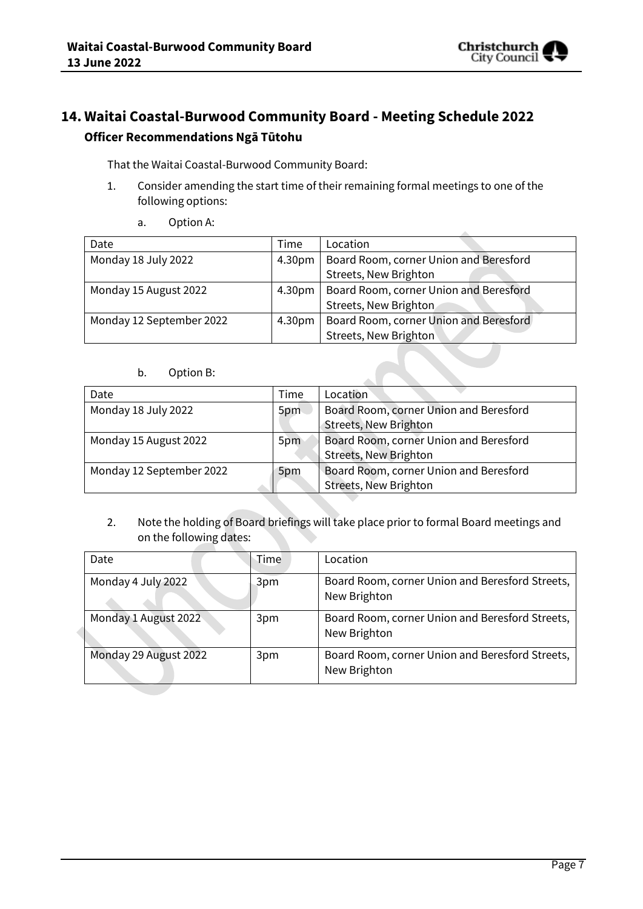## 14. Waitai Coastal-Burwood Community Board - Meeting Schedule 2022

### Officer Recommendations Ngā Tūtohu

That the Waitai Coastal-Burwood Community Board:

1. Consider amending the start time of their remaining formal meetings to one of the following options:

   a. Option A:

| Date | Time | Location |
|---|---|---|
| Monday 18 July 2022 | 4.30pm | Board Room, corner Union and Beresford Streets, New Brighton |
| Monday 15 August 2022 | 4.30pm | Board Room, corner Union and Beresford Streets, New Brighton |
| Monday 12 September 2022 | 4.30pm | Board Room, corner Union and Beresford Streets, New Brighton |

   b. Option B:

| Date | Time | Location |
|---|---|---|
| Monday 18 July 2022 | 5pm | Board Room, corner Union and Beresford Streets, New Brighton |
| Monday 15 August 2022 | 5pm | Board Room, corner Union and Beresford Streets, New Brighton |
| Monday 12 September 2022 | 5pm | Board Room, corner Union and Beresford Streets, New Brighton |

2. Note the holding of Board briefings will take place prior to formal Board meetings and on the following dates:

| Date | Time | Location |
|---|---|---|
| Monday 4 July 2022 | 3pm | Board Room, corner Union and Beresford Streets, New Brighton |
| Monday 1 August 2022 | 3pm | Board Room, corner Union and Beresford Streets, New Brighton |
| Monday 29 August 2022 | 3pm | Board Room, corner Union and Beresford Streets, New Brighton |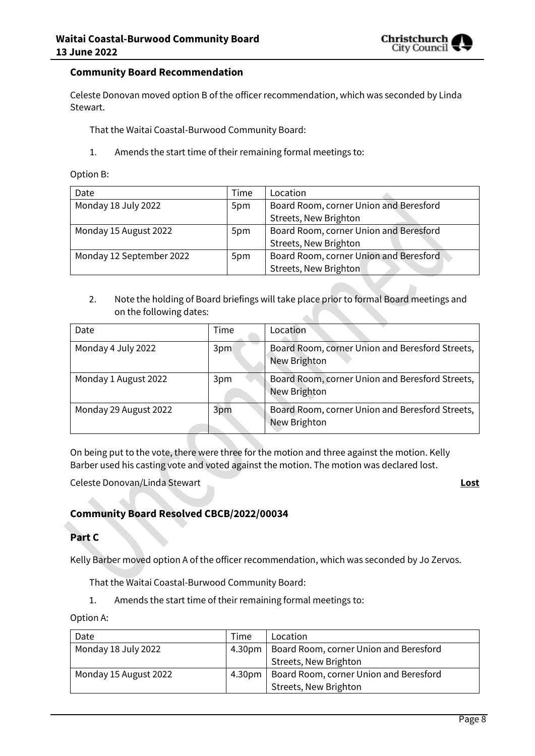### Community Board Recommendation

Celeste Donovan moved option B of the officer recommendation, which was seconded by Linda Stewart.

That the Waitai Coastal-Burwood Community Board:

1. Amends the start time of their remaining formal meetings to:

Option B:

| Date | Time | Location |
|---|---|---|
| Monday 18 July 2022 | 5pm | Board Room, corner Union and Beresford Streets, New Brighton |
| Monday 15 August 2022 | 5pm | Board Room, corner Union and Beresford Streets, New Brighton |
| Monday 12 September 2022 | 5pm | Board Room, corner Union and Beresford Streets, New Brighton |

2. Note the holding of Board briefings will take place prior to formal Board meetings and on the following dates:

| Date | Time | Location |
|---|---|---|
| Monday 4 July 2022 | 3pm | Board Room, corner Union and Beresford Streets, New Brighton |
| Monday 1 August 2022 | 3pm | Board Room, corner Union and Beresford Streets, New Brighton |
| Monday 29 August 2022 | 3pm | Board Room, corner Union and Beresford Streets, New Brighton |

On being put to the vote, there were three for the motion and three against the motion. Kelly Barber used his casting vote and voted against the motion. The motion was declared lost.

Celeste Donovan/Linda Stewart **Lost**

### Community Board Resolved CBCB/2022/00034

### Part C

Kelly Barber moved option A of the officer recommendation, which was seconded by Jo Zervos.

That the Waitai Coastal-Burwood Community Board:

1. Amends the start time of their remaining formal meetings to:

Option A:

| Date | Time | Location |
|---|---|---|
| Monday 18 July 2022 | 4.30pm | Board Room, corner Union and Beresford Streets, New Brighton |
| Monday 15 August 2022 | 4.30pm | Board Room, corner Union and Beresford Streets, New Brighton |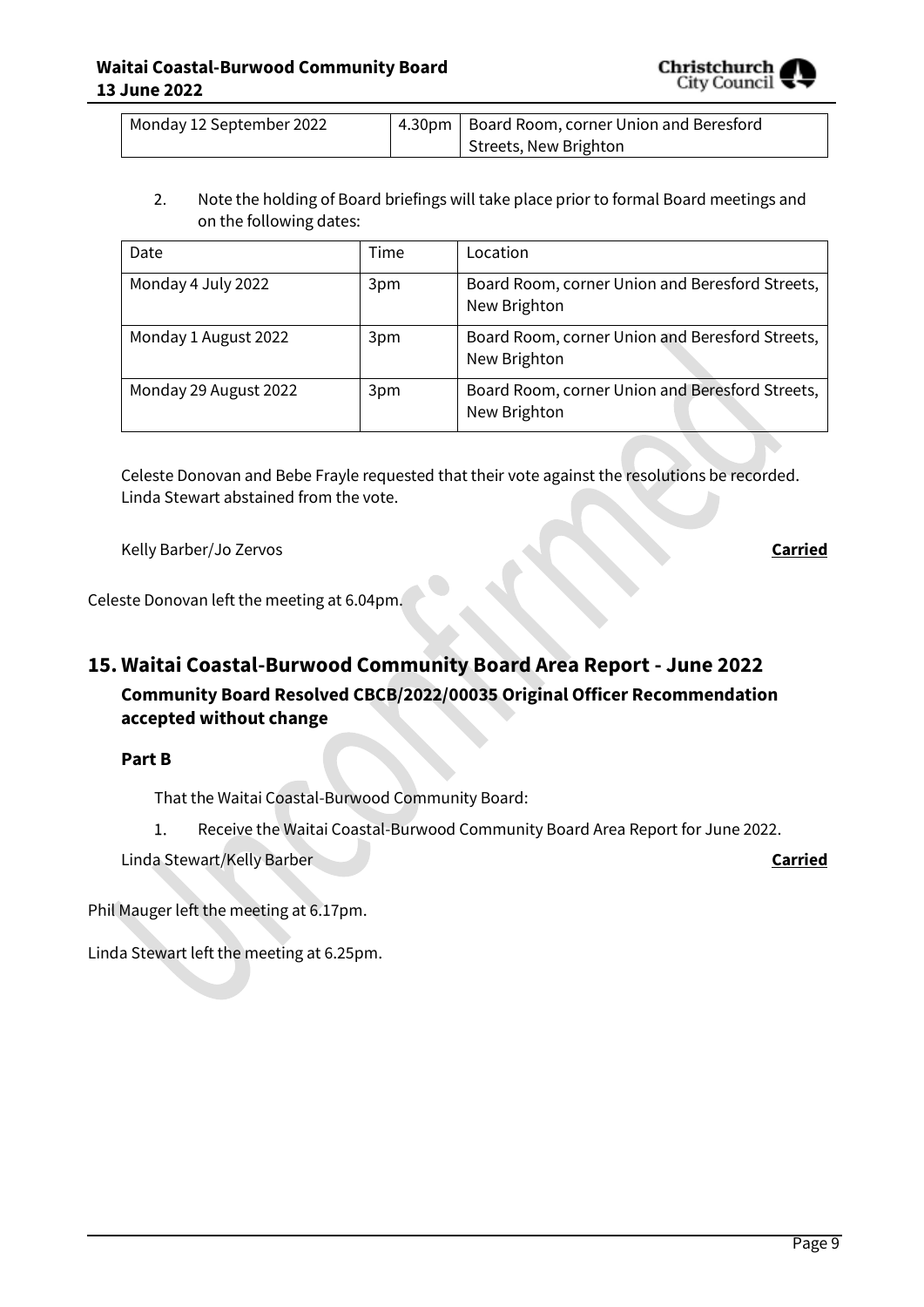| | | |
|---|---|---|
| Monday 12 September 2022 | 4.30pm | Board Room, corner Union and Beresford Streets, New Brighton |

2. Note the holding of Board briefings will take place prior to formal Board meetings and on the following dates:

| Date | Time | Location |
|---|---|---|
| Monday 4 July 2022 | 3pm | Board Room, corner Union and Beresford Streets, New Brighton |
| Monday 1 August 2022 | 3pm | Board Room, corner Union and Beresford Streets, New Brighton |
| Monday 29 August 2022 | 3pm | Board Room, corner Union and Beresford Streets, New Brighton |

Celeste Donovan and Bebe Frayle requested that their vote against the resolutions be recorded. Linda Stewart abstained from the vote.

Kelly Barber/Jo Zervos **Carried**

Celeste Donovan left the meeting at 6.04pm.

## 15. Waitai Coastal-Burwood Community Board Area Report - June 2022

### Community Board Resolved CBCB/2022/00035 Original Officer Recommendation accepted without change

**Part B**

That the Waitai Coastal-Burwood Community Board:

1. Receive the Waitai Coastal-Burwood Community Board Area Report for June 2022.

Linda Stewart/Kelly Barber **Carried**

Phil Mauger left the meeting at 6.17pm.

Linda Stewart left the meeting at 6.25pm.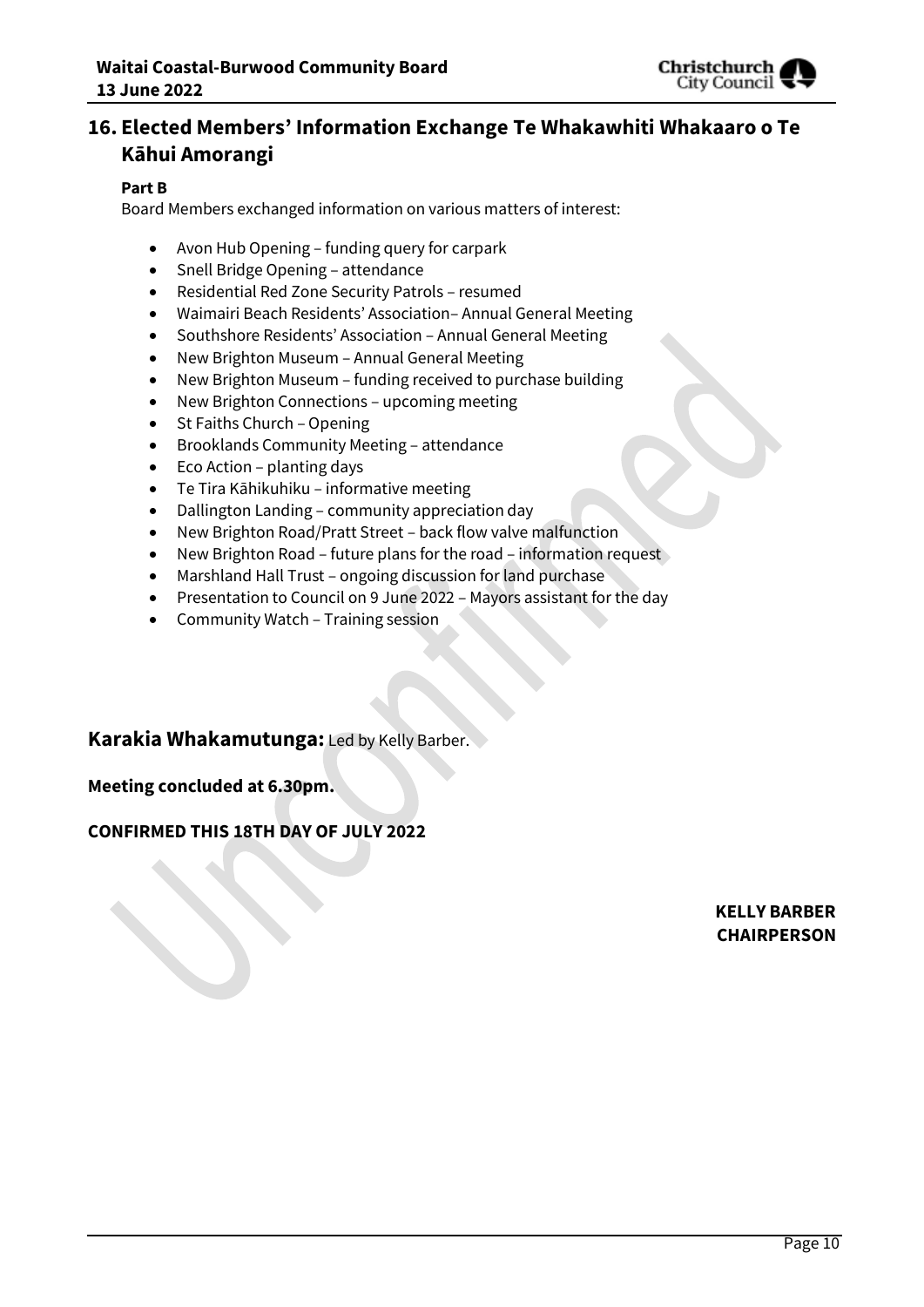## 16. Elected Members' Information Exchange Te Whakawhiti Whakaaro o Te Kāhui Amorangi

**Part B**

Board Members exchanged information on various matters of interest:

- Avon Hub Opening – funding query for carpark
- Snell Bridge Opening – attendance
- Residential Red Zone Security Patrols – resumed
- Waimairi Beach Residents' Association– Annual General Meeting
- Southshore Residents' Association – Annual General Meeting
- New Brighton Museum – Annual General Meeting
- New Brighton Museum – funding received to purchase building
- New Brighton Connections – upcoming meeting
- St Faiths Church – Opening
- Brooklands Community Meeting – attendance
- Eco Action – planting days
- Te Tira Kāhikuhiku – informative meeting
- Dallington Landing – community appreciation day
- New Brighton Road/Pratt Street – back flow valve malfunction
- New Brighton Road – future plans for the road – information request
- Marshland Hall Trust – ongoing discussion for land purchase
- Presentation to Council on 9 June 2022 – Mayors assistant for the day
- Community Watch – Training session

**Karakia Whakamutunga:** Led by Kelly Barber.

**Meeting concluded at 6.30pm.**

**CONFIRMED THIS 18TH DAY OF JULY 2022**

**KELLY BARBER**
**CHAIRPERSON**